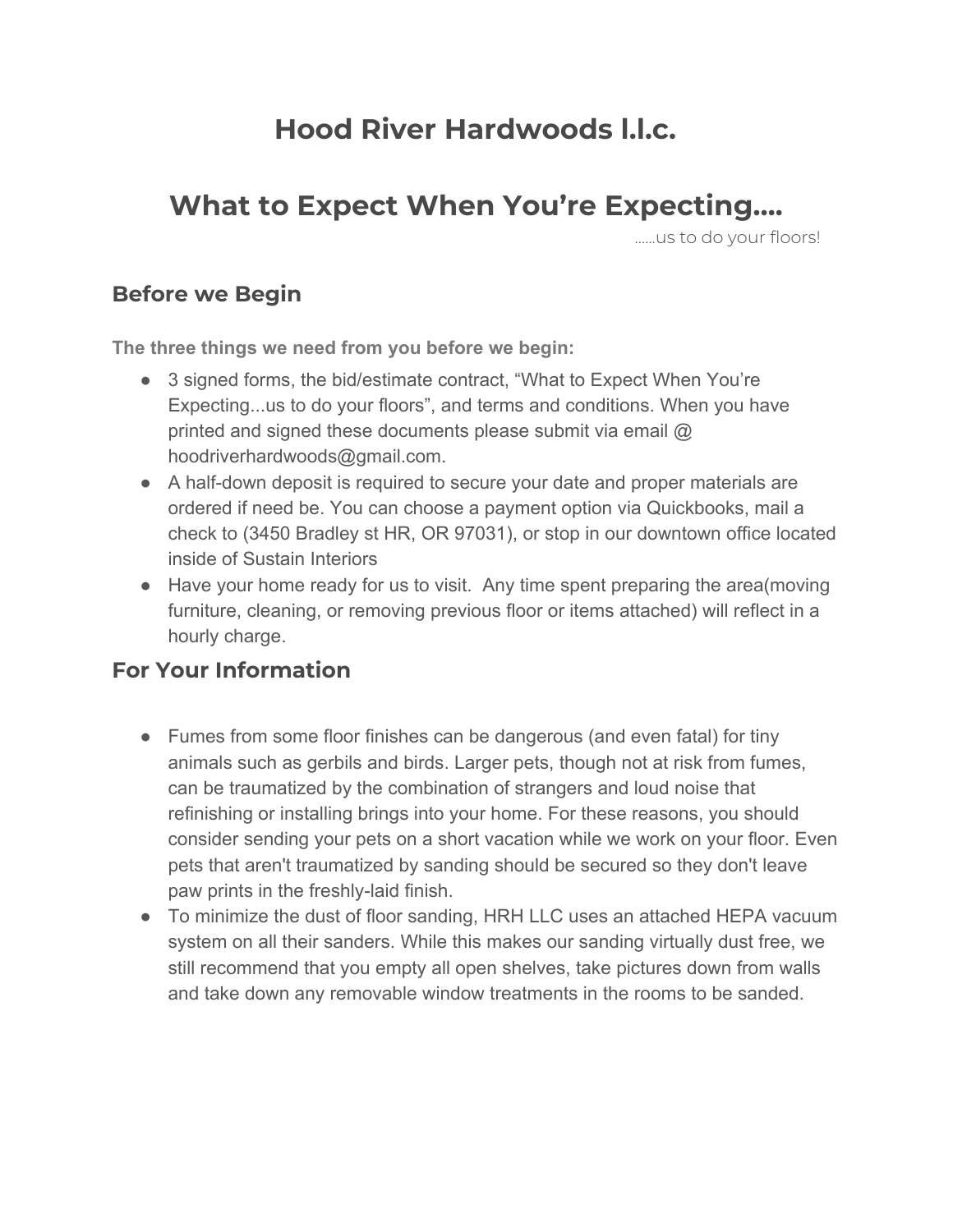# Hood River Hardwoods l.l.c.

# What to Expect When You're Expecting....

......us to do your floors!

## Before we Begin

**The three things we need from you before we begin:**

- 3 signed forms, the bid/estimate contract, "What to Expect When You're Expecting...us to do your floors", and terms and conditions. When you have printed and signed these documents please submit via email @ hoodriverhardwoods@gmail.com.
- A half-down deposit is required to secure your date and proper materials are ordered if need be. You can choose a payment option via Quickbooks, mail a check to (3450 Bradley st HR, OR 97031), or stop in our downtown office located inside of Sustain Interiors
- Have your home ready for us to visit. Any time spent preparing the area(moving furniture, cleaning, or removing previous floor or items attached) will reflect in a hourly charge.

## For Your Information

- Fumes from some floor finishes can be dangerous (and even fatal) for tiny animals such as gerbils and birds. Larger pets, though not at risk from fumes, can be traumatized by the combination of strangers and loud noise that refinishing or installing brings into your home. For these reasons, you should consider sending your pets on a short vacation while we work on your floor. Even pets that aren't traumatized by sanding should be secured so they don't leave paw prints in the freshly-laid finish.
- To minimize the dust of floor sanding, HRH LLC uses an attached HEPA vacuum system on all their sanders. While this makes our sanding virtually dust free, we still recommend that you empty all open shelves, take pictures down from walls and take down any removable window treatments in the rooms to be sanded.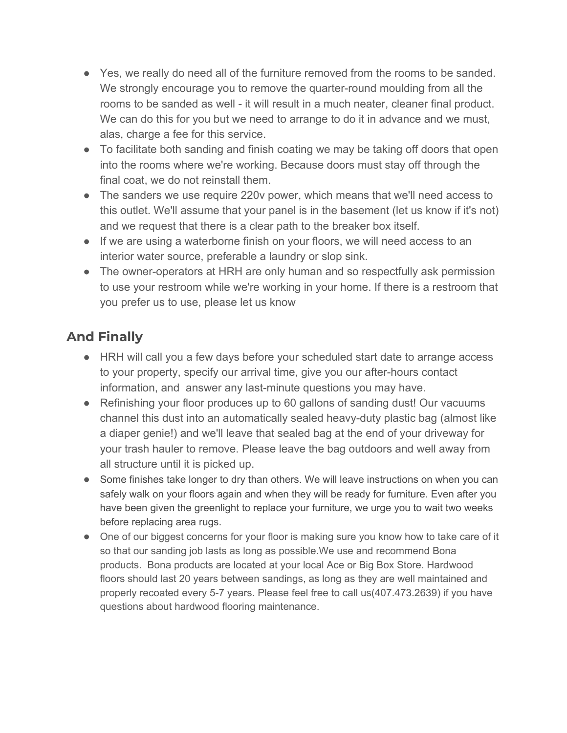- Yes, we really do need all of the furniture removed from the rooms to be sanded. We strongly encourage you to remove the quarter-round moulding from all the rooms to be sanded as well - it will result in a much neater, cleaner final product. We can do this for you but we need to arrange to do it in advance and we must, alas, charge a fee for this service.
- To facilitate both sanding and finish coating we may be taking off doors that open into the rooms where we're working. Because doors must stay off through the final coat, we do not reinstall them.
- The sanders we use require 220v power, which means that we'll need access to this outlet. We'll assume that your panel is in the basement (let us know if it's not) and we request that there is a clear path to the breaker box itself.
- If we are using a waterborne finish on your floors, we will need access to an interior water source, preferable a laundry or slop sink.
- The owner-operators at HRH are only human and so respectfully ask permission to use your restroom while we're working in your home. If there is a restroom that you prefer us to use, please let us know

## And Finally

- HRH will call you a few days before your scheduled start date to arrange access to your property, specify our arrival time, give you our after-hours contact information, and answer any last-minute questions you may have.
- Refinishing your floor produces up to 60 gallons of sanding dust! Our vacuums channel this dust into an automatically sealed heavy-duty plastic bag (almost like a diaper genie!) and we'll leave that sealed bag at the end of your driveway for your trash hauler to remove. Please leave the bag outdoors and well away from all structure until it is picked up.
- Some finishes take longer to dry than others. We will leave instructions on when you can safely walk on your floors again and when they will be ready for furniture. Even after you have been given the greenlight to replace your furniture, we urge you to wait two weeks before replacing area rugs.
- One of our biggest concerns for your floor is making sure you know how to take care of it so that our sanding job lasts as long as possible.We use and recommend Bona products. Bona products are located at your local Ace or Big Box Store. Hardwood floors should last 20 years between sandings, as long as they are well maintained and properly recoated every 5-7 years. Please feel free to call us(407.473.2639) if you have questions about hardwood flooring maintenance.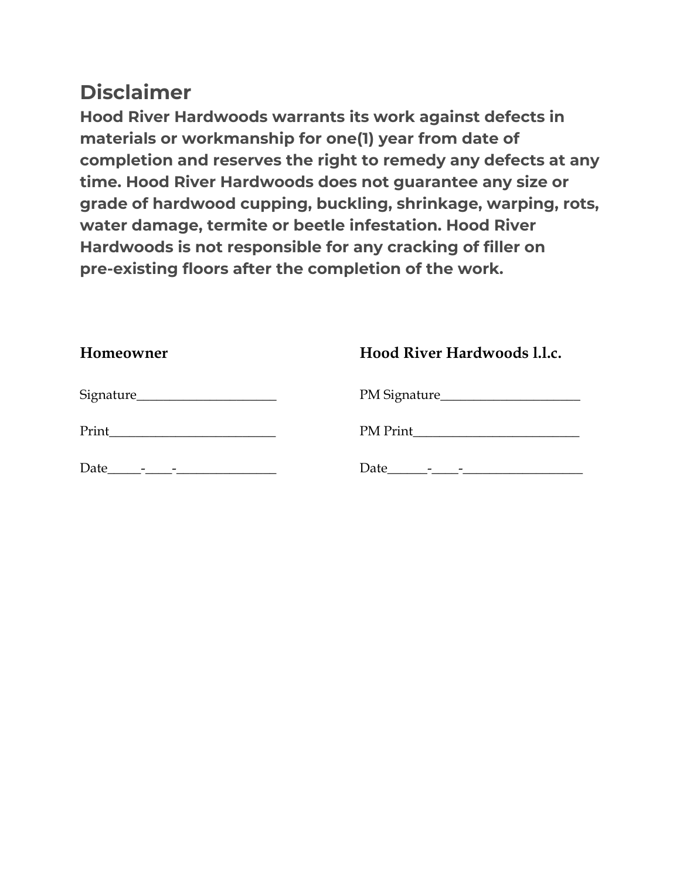## Disclaimer

**Hood River Hardwoods warrants its work against defects in materials or workmanship for one(1) year from date of completion and reserves the right to remedy any defects at any time. Hood River Hardwoods does not guarantee any size or grade of hardwood cupping, buckling, shrinkage, warping, rots, water damage, termite or beetle infestation. Hood River Hardwoods is not responsible for any cracking of filler on pre-existing floors after the completion of the work.**

**Homeowner**

Signature_____________________

Print_________________________

Date_____-____-_______________

**Hood River Hardwoods l.l.c.**

PM Signature_____________________

PM Print_________________________

Date______-____-__________________